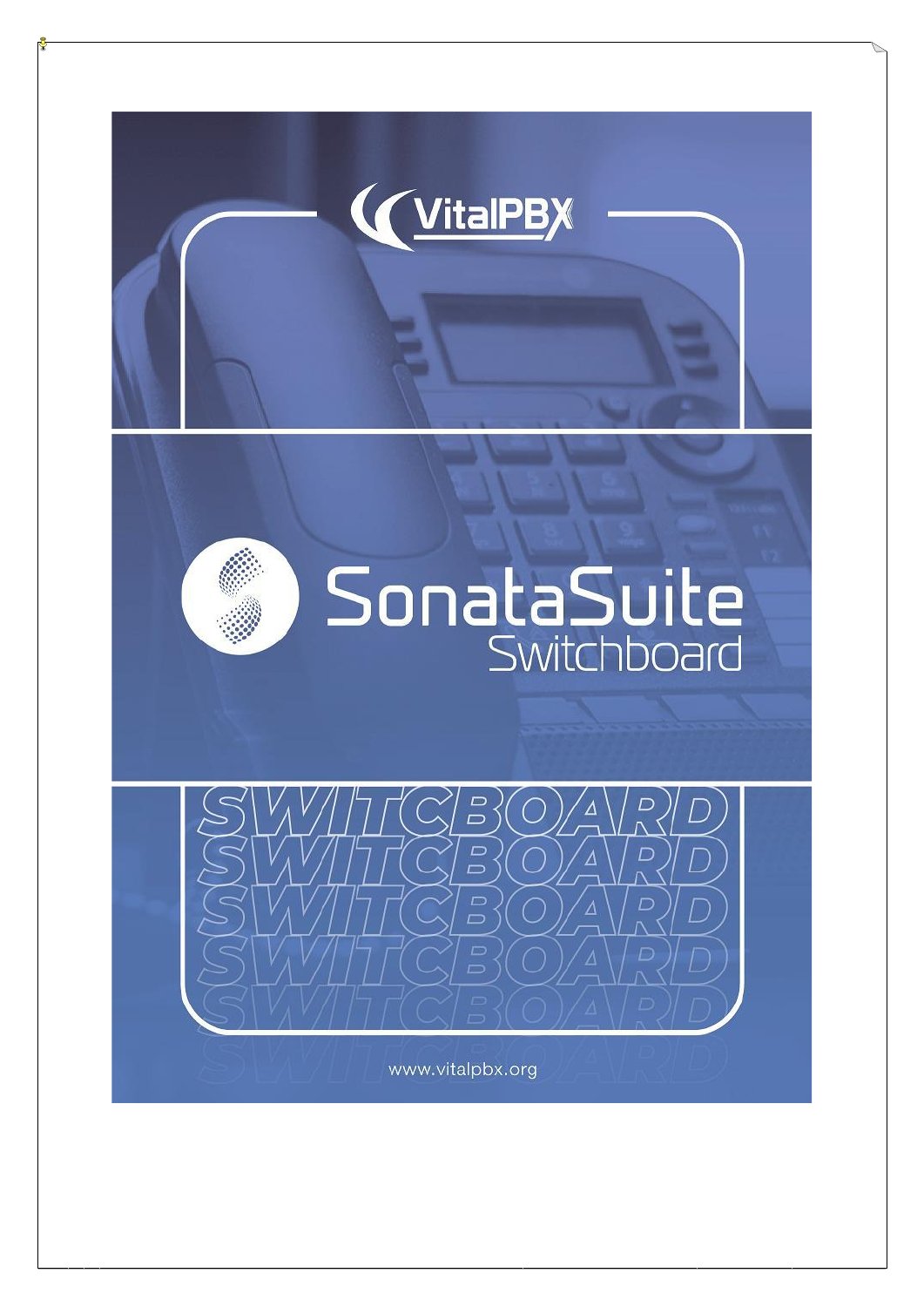VitalPBX

# SonataSuite Switchboard

SWITCBOARD

SWITCBOARD

SWITCBOARD

SWITCBOARD

SWITCBOARD

SWITCBOARD

www.vitalpbx.org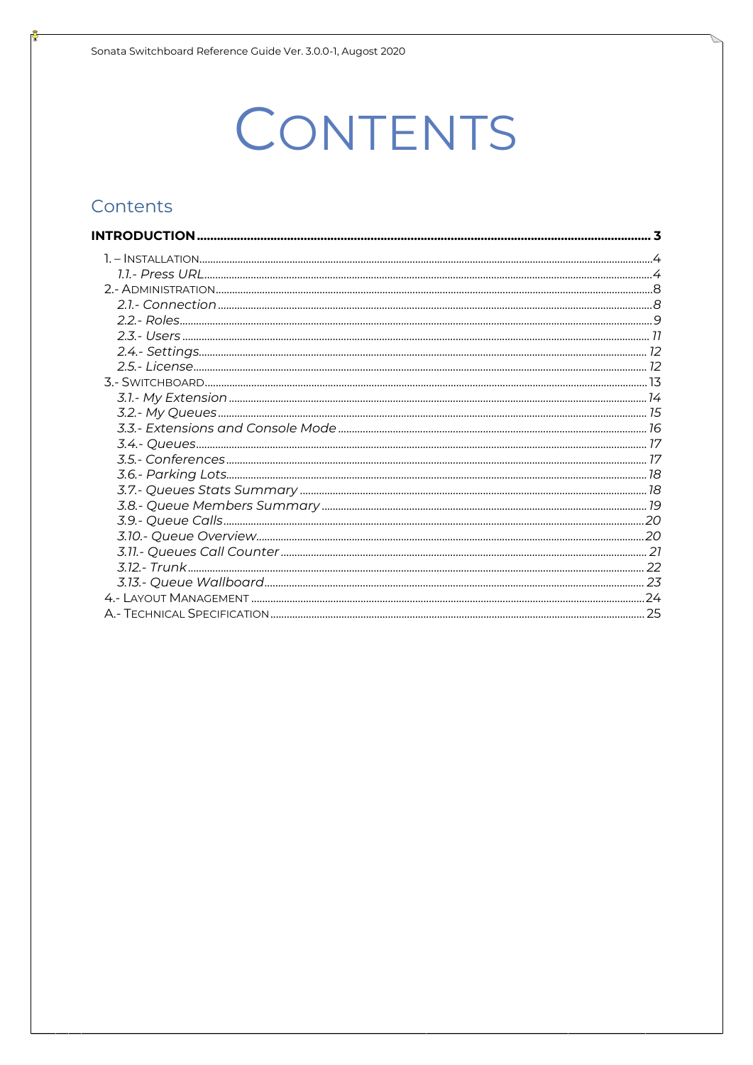# CONTENTS

## Contents

**INTRODUCTION** ..... **3**

1. – INSTALLATION ..... 4
   - *1.1.- Press URL* ..... *4*
2. - ADMINISTRATION ..... 8
   - *2.1.- Connection* ..... *8*
   - *2.2.- Roles* ..... *9*
   - *2.3.- Users* ..... *11*
   - *2.4.- Settings* ..... *12*
   - *2.5.- License* ..... *12*
3. - SWITCHBOARD ..... 13
   - *3.1.- My Extension* ..... *14*
   - *3.2.- My Queues* ..... *15*
   - *3.3.- Extensions and Console Mode* ..... *16*
   - *3.4.- Queues* ..... *17*
   - *3.5.- Conferences* ..... *17*
   - *3.6.- Parking Lots* ..... *18*
   - *3.7.- Queues Stats Summary* ..... *18*
   - *3.8.- Queue Members Summary* ..... *19*
   - *3.9.- Queue Calls* ..... *20*
   - *3.10.- Queue Overview* ..... *20*
   - *3.11.- Queues Call Counter* ..... *21*
   - *3.12.- Trunk* ..... *22*
   - *3.13.- Queue Wallboard* ..... *23*
4. - LAYOUT MANAGEMENT ..... 24

A.- TECHNICAL SPECIFICATION ..... 25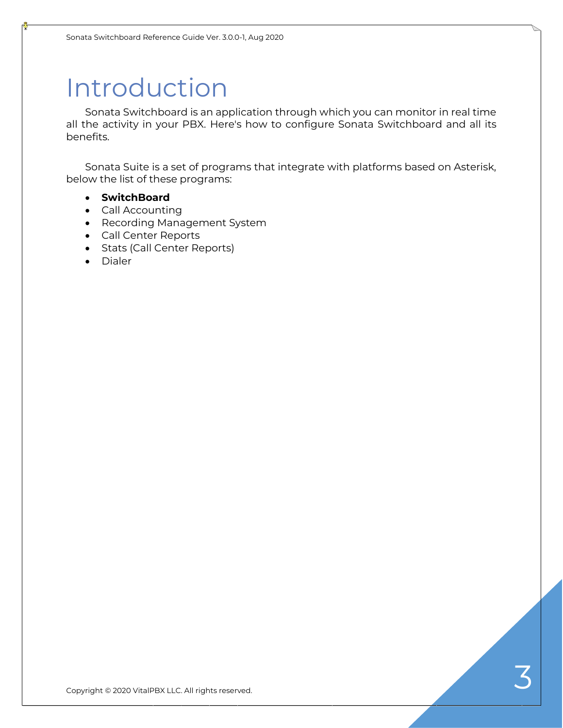# Introduction

Sonata Switchboard is an application through which you can monitor in real time all the activity in your PBX. Here's how to configure Sonata Switchboard and all its benefits.

Sonata Suite is a set of programs that integrate with platforms based on Asterisk, below the list of these programs:

- **SwitchBoard**
- Call Accounting
- Recording Management System
- Call Center Reports
- Stats (Call Center Reports)
- Dialer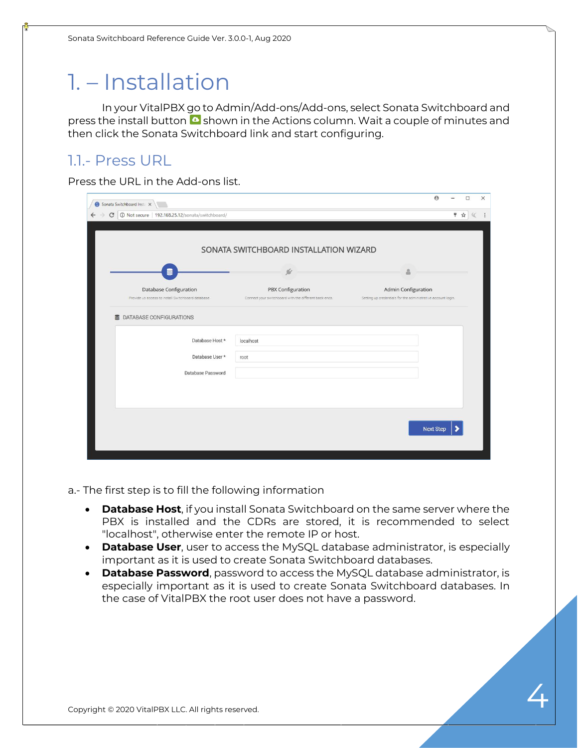# 1. – Installation

In your VitalPBX go to Admin/Add-ons/Add-ons, select Sonata Switchboard and press the install button shown in the Actions column. Wait a couple of minutes and then click the Sonata Switchboard link and start configuring.

## 1.1.- Press URL

Press the URL in the Add-ons list.

a.- The first step is to fill the following information

- **Database Host**, if you install Sonata Switchboard on the same server where the PBX is installed and the CDRs are stored, it is recommended to select "localhost", otherwise enter the remote IP or host.
- **Database User**, user to access the MySQL database administrator, is especially important as it is used to create Sonata Switchboard databases.
- **Database Password**, password to access the MySQL database administrator, is especially important as it is used to create Sonata Switchboard databases. In the case of VitalPBX the root user does not have a password.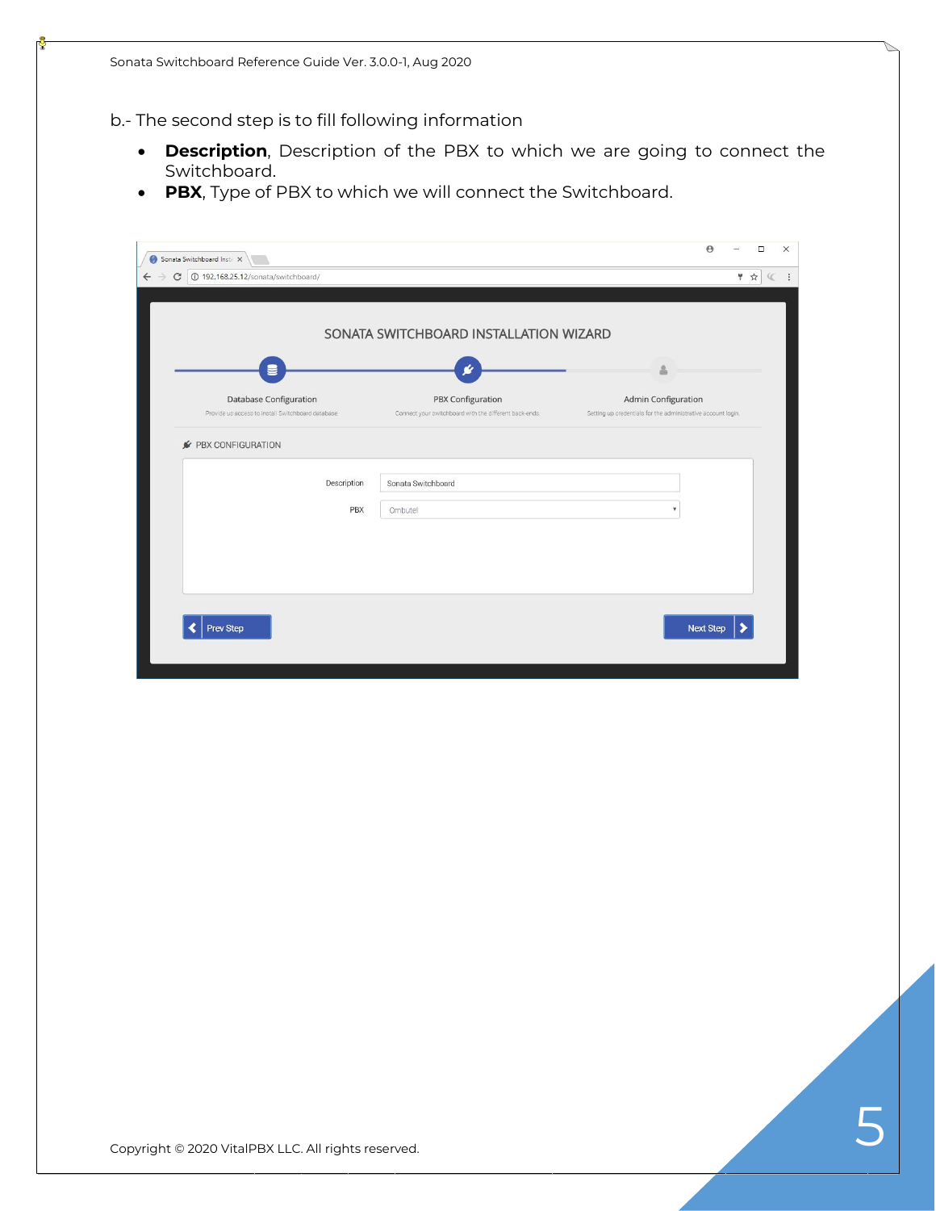b.- The second step is to fill following information

- **Description**, Description of the PBX to which we are going to connect the Switchboard.
- **PBX**, Type of PBX to which we will connect the Switchboard.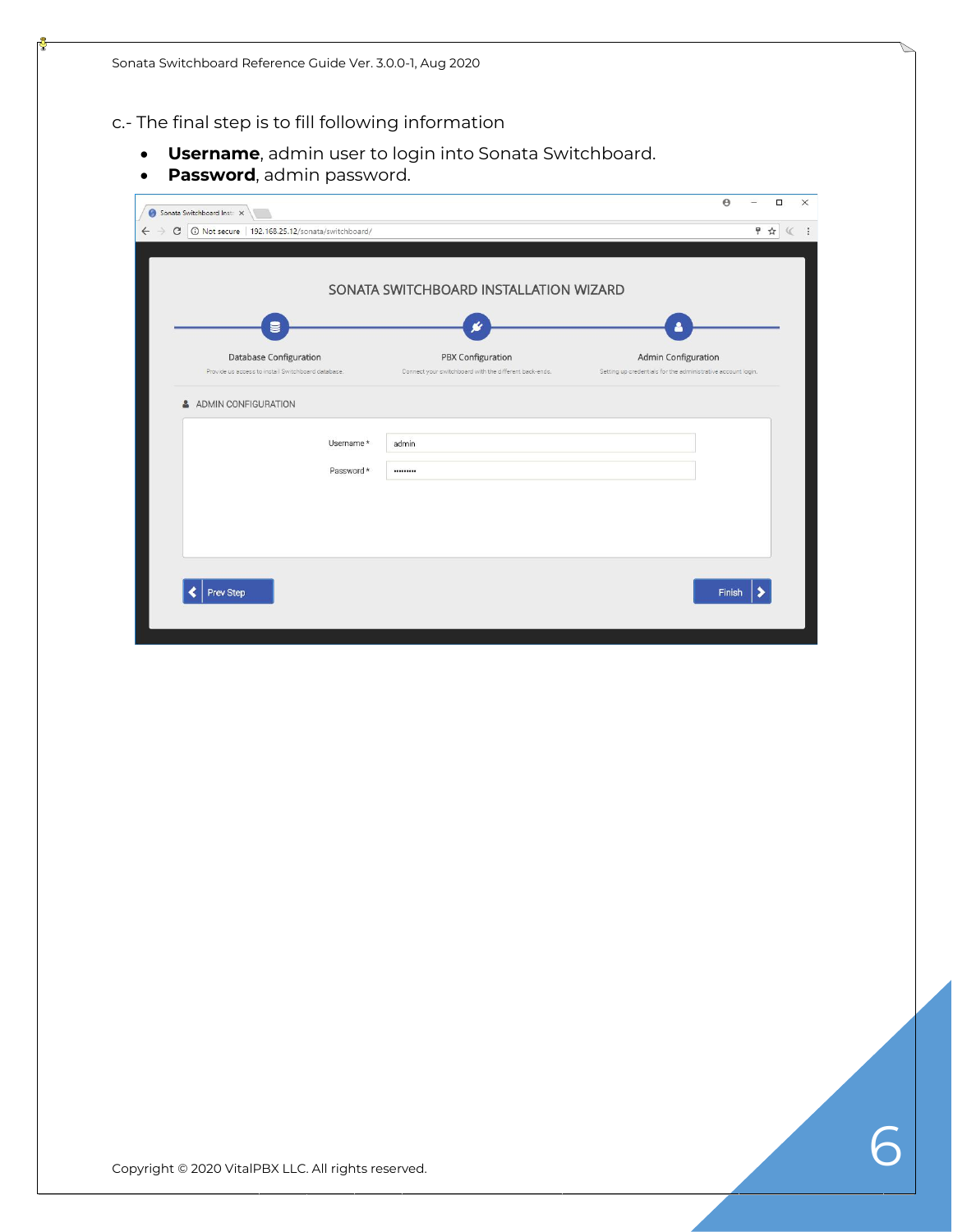c.- The final step is to fill following information

- **Username**, admin user to login into Sonata Switchboard.
- **Password**, admin password.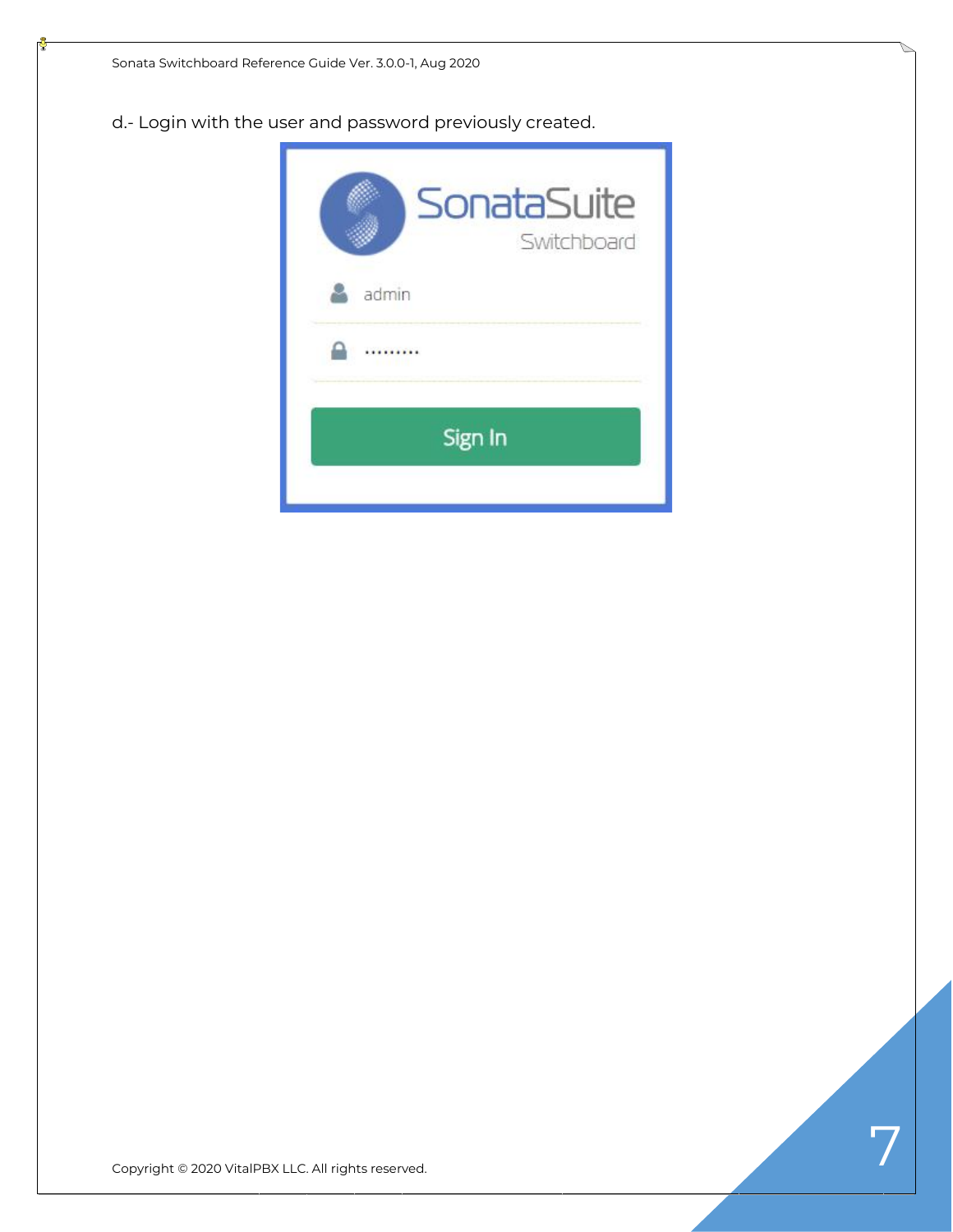d.- Login with the user and password previously created.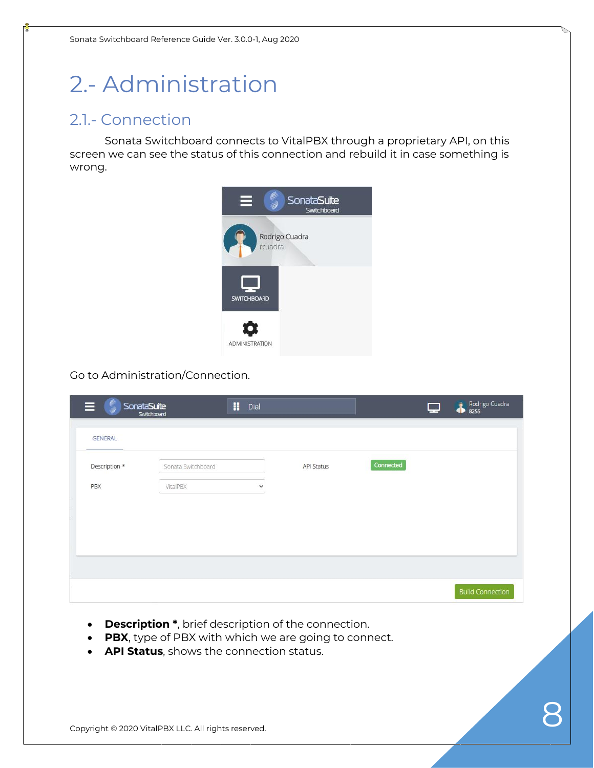# 2.- Administration

## 2.1.- Connection

Sonata Switchboard connects to VitalPBX through a proprietary API, on this screen we can see the status of this connection and rebuild it in case something is wrong.

Go to Administration/Connection.

- **Description** *, brief description of the connection.
- **PBX**, type of PBX with which we are going to connect.
- **API Status**, shows the connection status.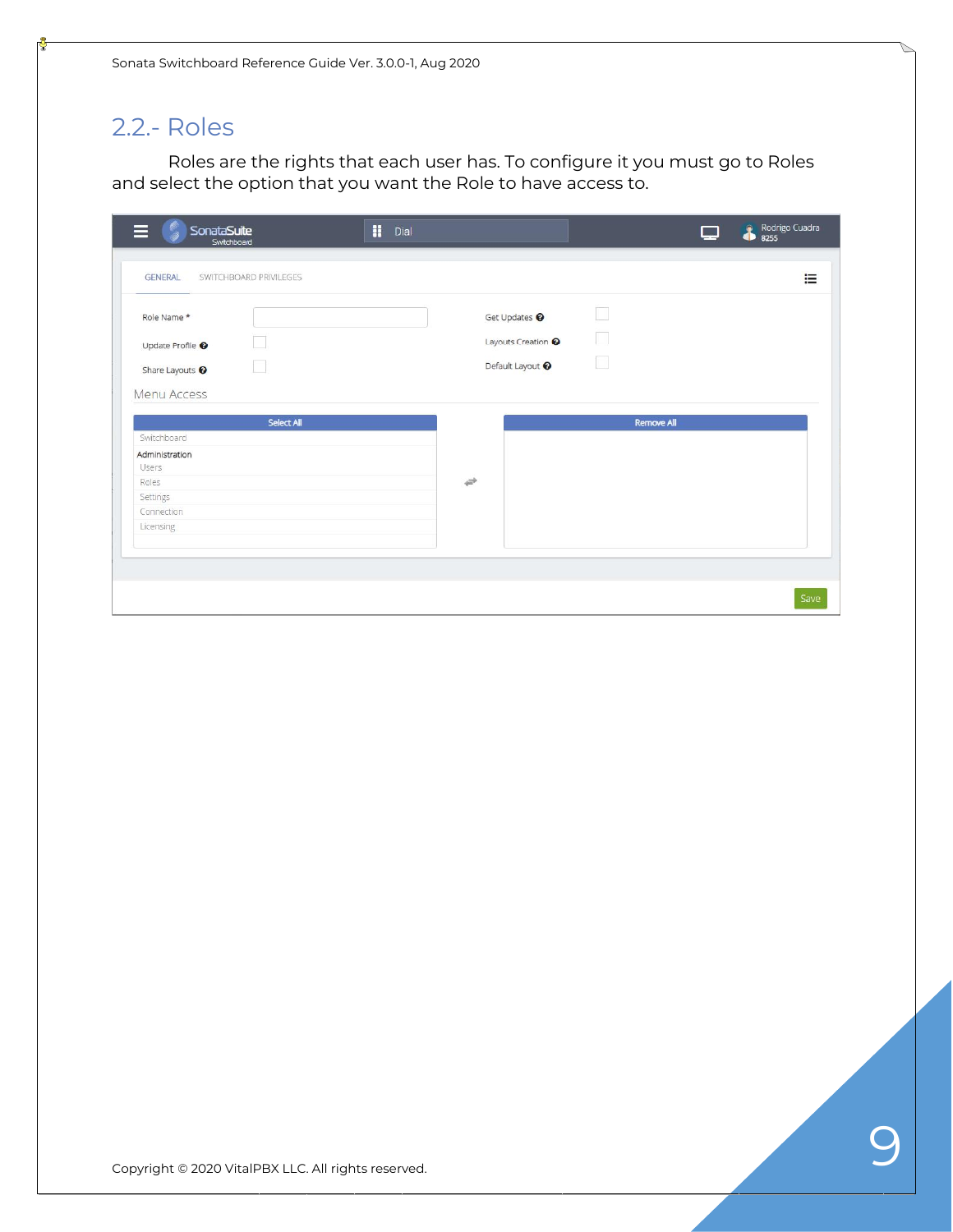## 2.2.- Roles

Roles are the rights that each user has. To configure it you must go to Roles and select the option that you want the Role to have access to.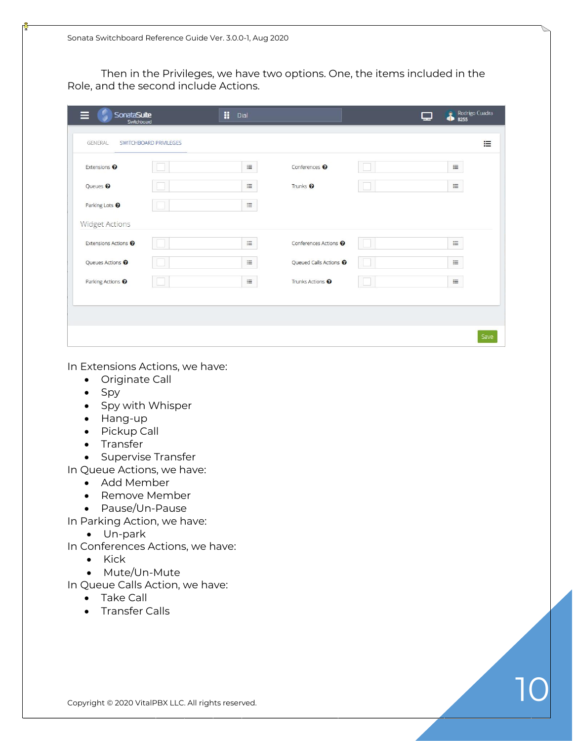Then in the Privileges, we have two options. One, the items included in the Role, and the second include Actions.

In Extensions Actions, we have:

- Originate Call
- Spy
- Spy with Whisper
- Hang-up
- Pickup Call
- Transfer
- Supervise Transfer

In Queue Actions, we have:

- Add Member
- Remove Member
- Pause/Un-Pause

In Parking Action, we have:

- Un-park

In Conferences Actions, we have:

- Kick
- Mute/Un-Mute

In Queue Calls Action, we have:

- Take Call
- Transfer Calls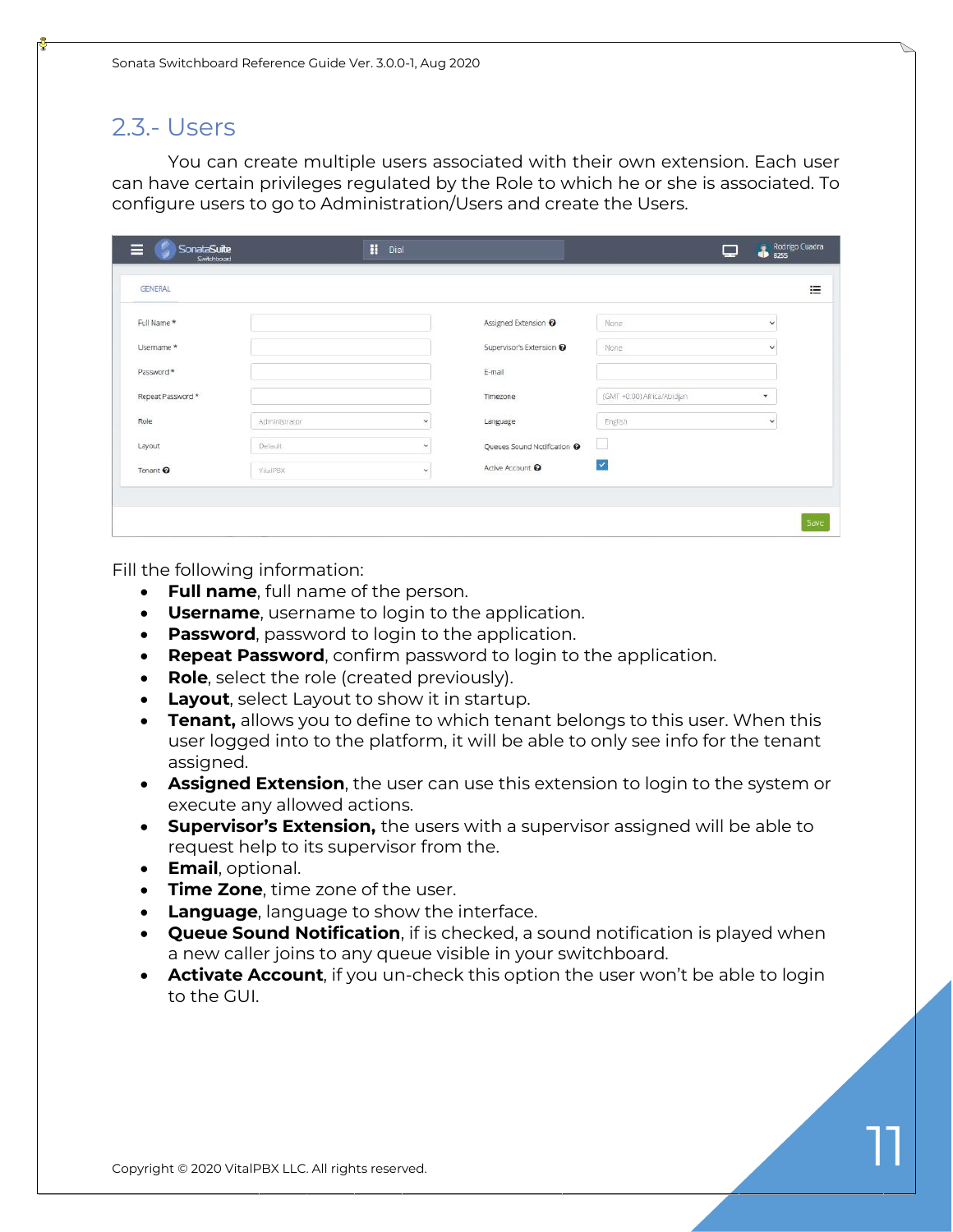## 2.3.- Users

You can create multiple users associated with their own extension. Each user can have certain privileges regulated by the Role to which he or she is associated. To configure users to go to Administration/Users and create the Users.

Fill the following information:

- **Full name**, full name of the person.
- **Username**, username to login to the application.
- **Password**, password to login to the application.
- **Repeat Password**, confirm password to login to the application.
- **Role**, select the role (created previously).
- **Layout**, select Layout to show it in startup.
- **Tenant,** allows you to define to which tenant belongs to this user. When this user logged into to the platform, it will be able to only see info for the tenant assigned.
- **Assigned Extension**, the user can use this extension to login to the system or execute any allowed actions.
- **Supervisor's Extension,** the users with a supervisor assigned will be able to request help to its supervisor from the.
- **Email**, optional.
- **Time Zone**, time zone of the user.
- **Language**, language to show the interface.
- **Queue Sound Notification**, if is checked, a sound notification is played when a new caller joins to any queue visible in your switchboard.
- **Activate Account**, if you un-check this option the user won't be able to login to the GUI.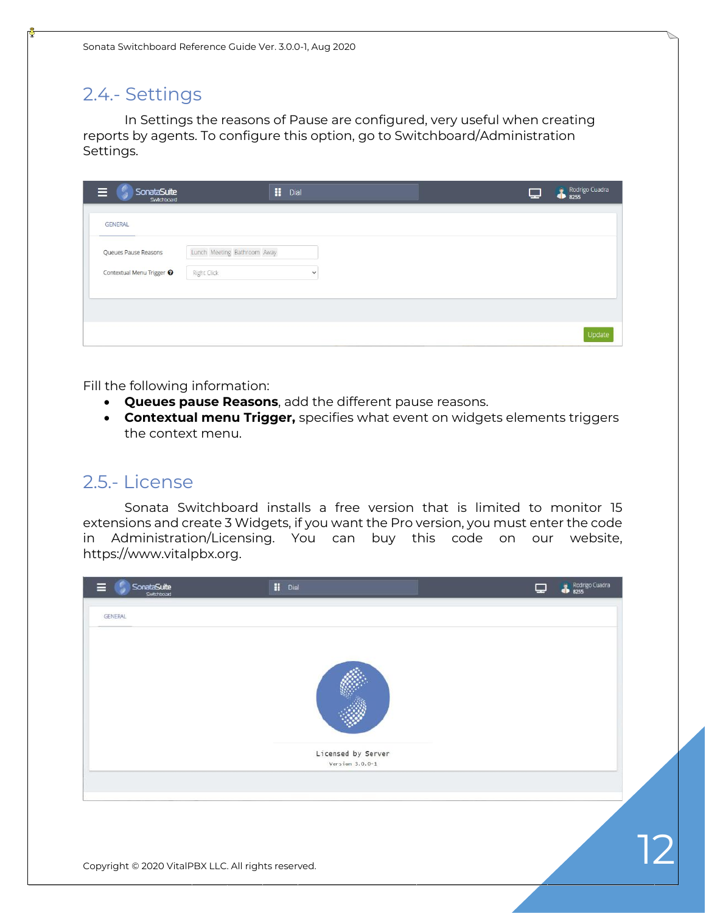## 2.4.- Settings

In Settings the reasons of Pause are configured, very useful when creating reports by agents. To configure this option, go to Switchboard/Administration Settings.

Fill the following information:

- **Queues pause Reasons**, add the different pause reasons.
- **Contextual menu Trigger,** specifies what event on widgets elements triggers the context menu.

## 2.5.- License

Sonata Switchboard installs a free version that is limited to monitor 15 extensions and create 3 Widgets, if you want the Pro version, you must enter the code in Administration/Licensing. You can buy this code on our website, https://www.vitalpbx.org.

Copyright © 2020 VitalPBX LLC. All rights reserved.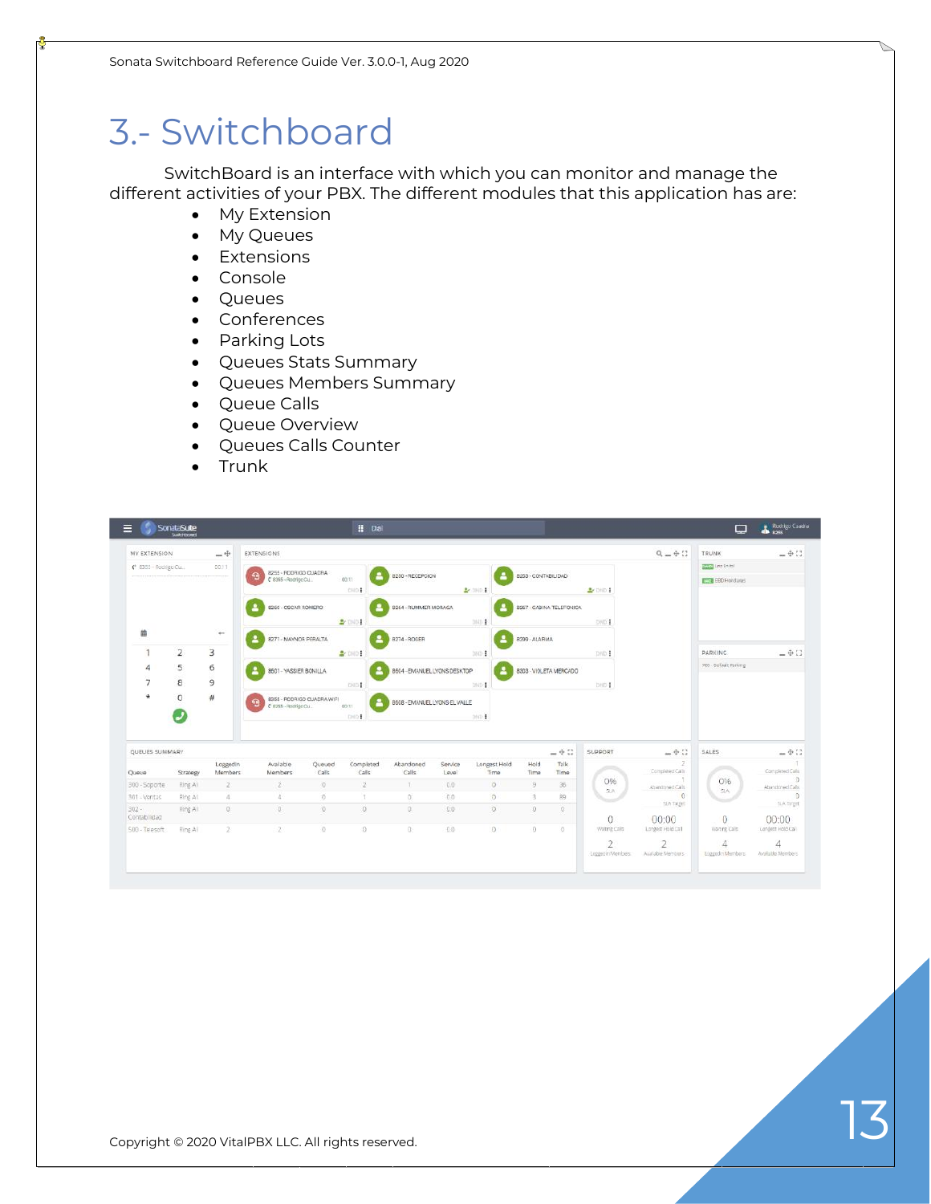# 3.- Switchboard

SwitchBoard is an interface with which you can monitor and manage the different activities of your PBX. The different modules that this application has are:

- My Extension
- My Queues
- Extensions
- Console
- Queues
- Conferences
- Parking Lots
- Queues Stats Summary
- Queues Members Summary
- Queue Calls
- Queue Overview
- Queues Calls Counter
- Trunk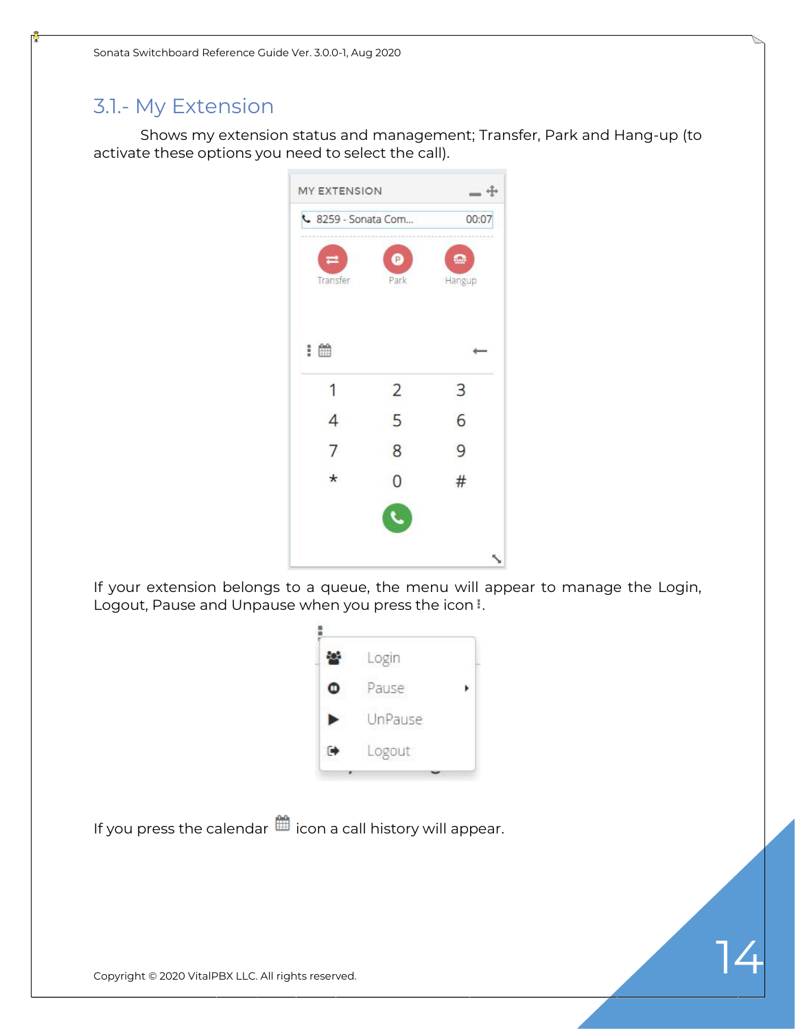## 3.1.- My Extension

Shows my extension status and management; Transfer, Park and Hang-up (to activate these options you need to select the call).

If your extension belongs to a queue, the menu will appear to manage the Login, Logout, Pause and Unpause when you press the icon ⋮.

If you press the calendar icon a call history will appear.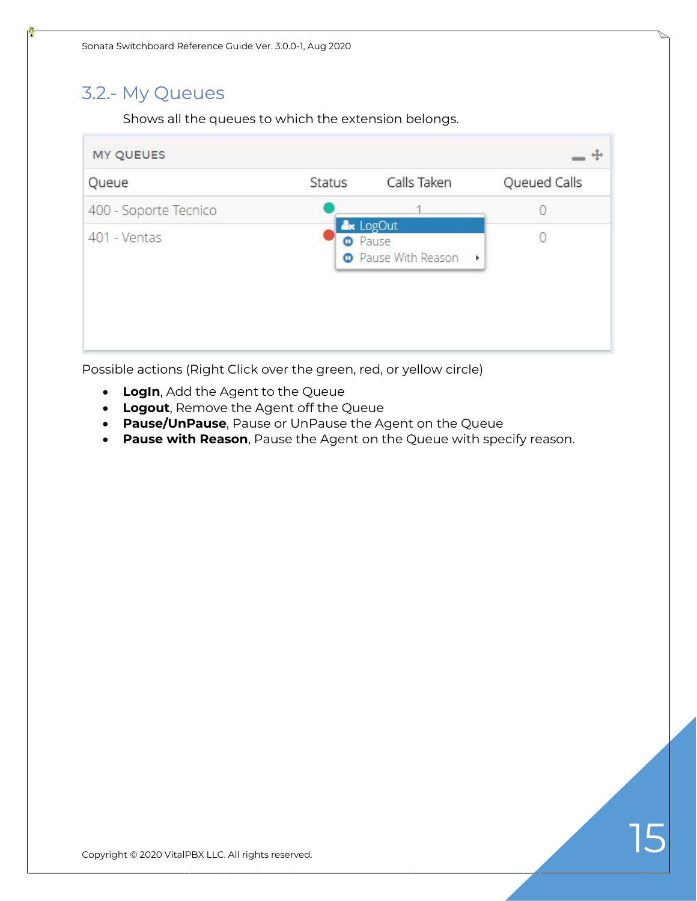## 3.2.- My Queues

Shows all the queues to which the extension belongs.

Possible actions (Right Click over the green, red, or yellow circle)

- **LogIn**, Add the Agent to the Queue
- **Logout**, Remove the Agent off the Queue
- **Pause/UnPause**, Pause or UnPause the Agent on the Queue
- **Pause with Reason**, Pause the Agent on the Queue with specify reason.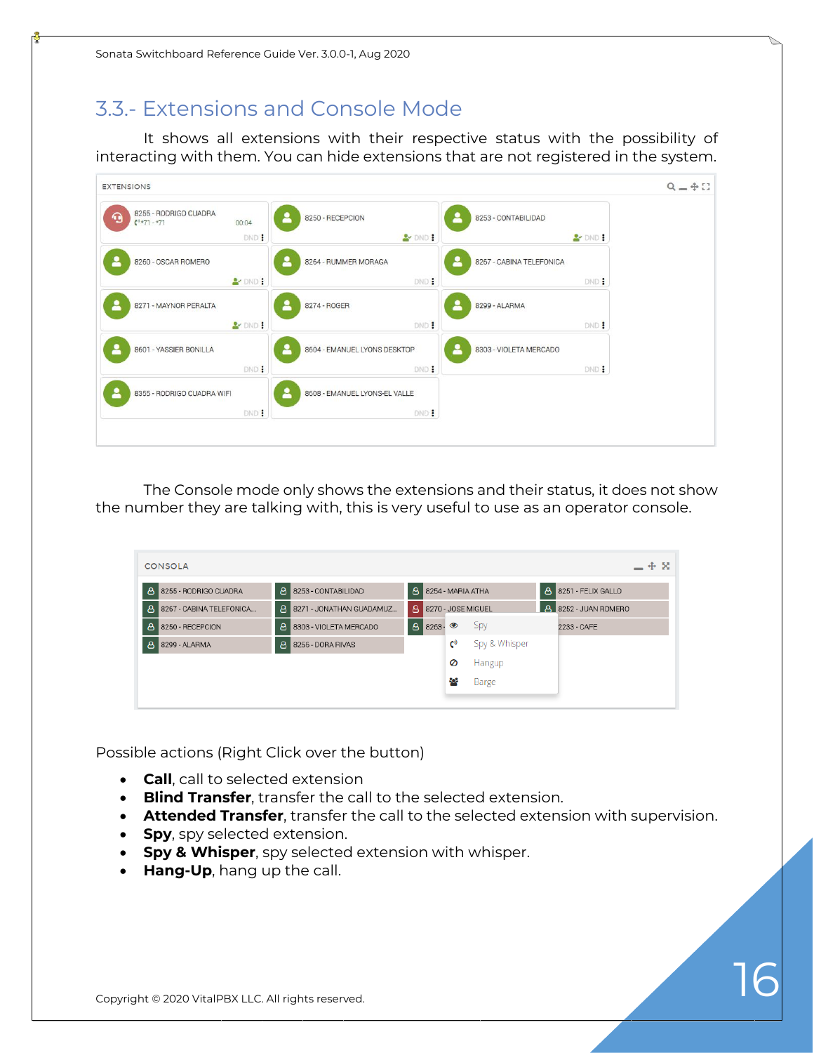## 3.3.- Extensions and Console Mode

It shows all extensions with their respective status with the possibility of interacting with them. You can hide extensions that are not registered in the system.

The Console mode only shows the extensions and their status, it does not show the number they are talking with, this is very useful to use as an operator console.

Possible actions (Right Click over the button)

- **Call**, call to selected extension
- **Blind Transfer**, transfer the call to the selected extension.
- **Attended Transfer**, transfer the call to the selected extension with supervision.
- **Spy**, spy selected extension.
- **Spy & Whisper**, spy selected extension with whisper.
- **Hang-Up**, hang up the call.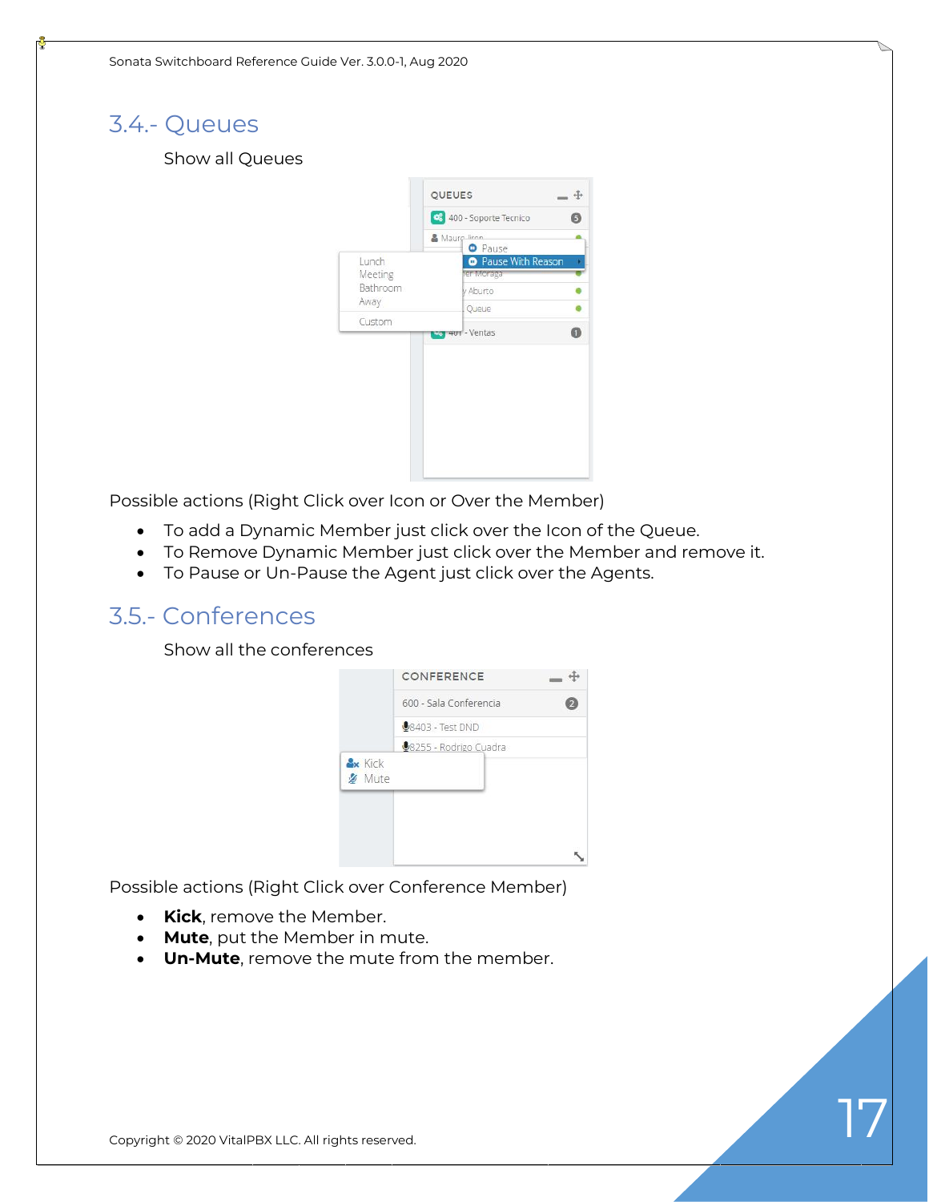## 3.4.- Queues

Show all Queues

Possible actions (Right Click over Icon or Over the Member)

- To add a Dynamic Member just click over the Icon of the Queue.
- To Remove Dynamic Member just click over the Member and remove it.
- To Pause or Un-Pause the Agent just click over the Agents.

## 3.5.- Conferences

Show all the conferences

Possible actions (Right Click over Conference Member)

- **Kick**, remove the Member.
- **Mute**, put the Member in mute.
- **Un-Mute**, remove the mute from the member.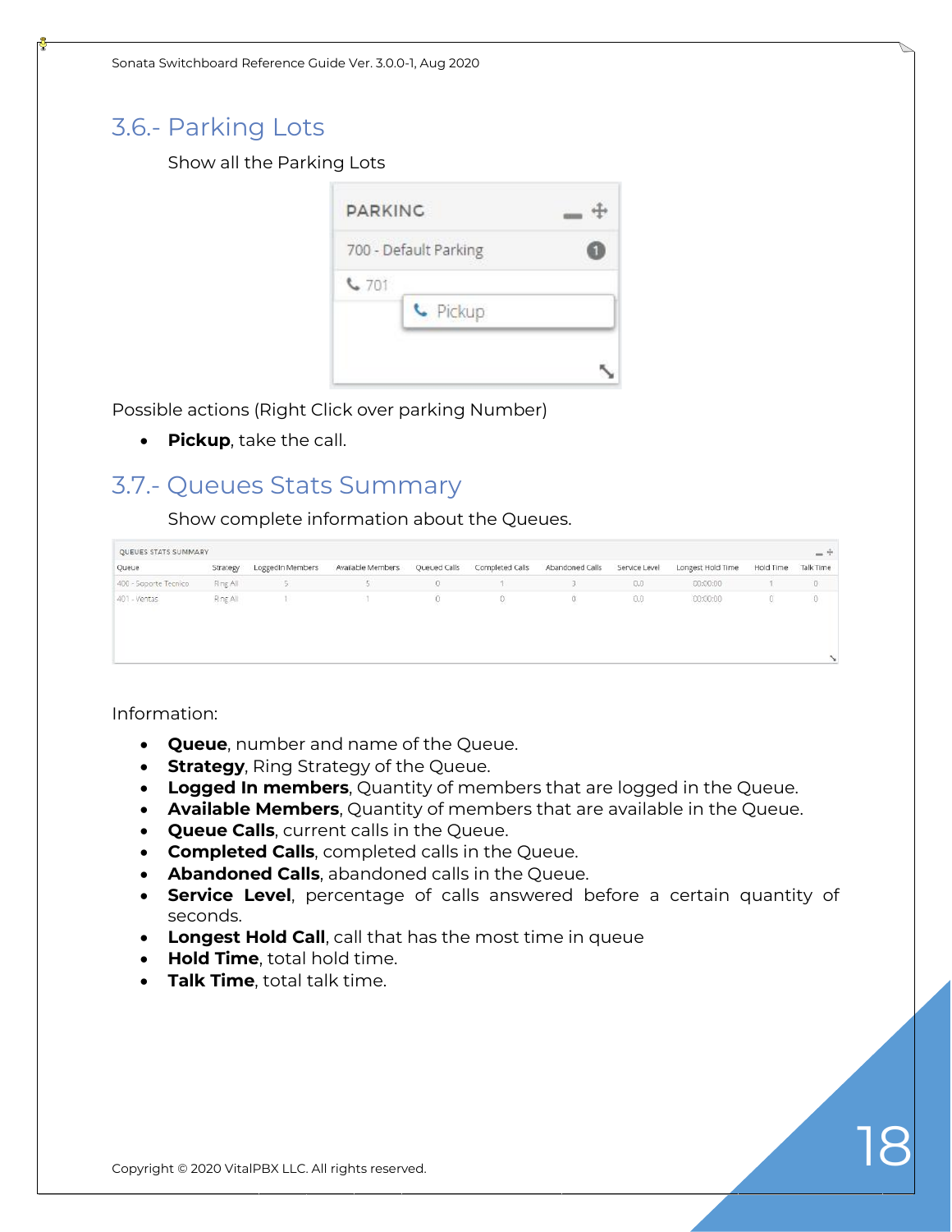## 3.6.- Parking Lots

Show all the Parking Lots

Possible actions (Right Click over parking Number)

- **Pickup**, take the call.

## 3.7.- Queues Stats Summary

Show complete information about the Queues.

Information:

- **Queue**, number and name of the Queue.
- **Strategy**, Ring Strategy of the Queue.
- **Logged In members**, Quantity of members that are logged in the Queue.
- **Available Members**, Quantity of members that are available in the Queue.
- **Queue Calls**, current calls in the Queue.
- **Completed Calls**, completed calls in the Queue.
- **Abandoned Calls**, abandoned calls in the Queue.
- **Service Level**, percentage of calls answered before a certain quantity of seconds.
- **Longest Hold Call**, call that has the most time in queue
- **Hold Time**, total hold time.
- **Talk Time**, total talk time.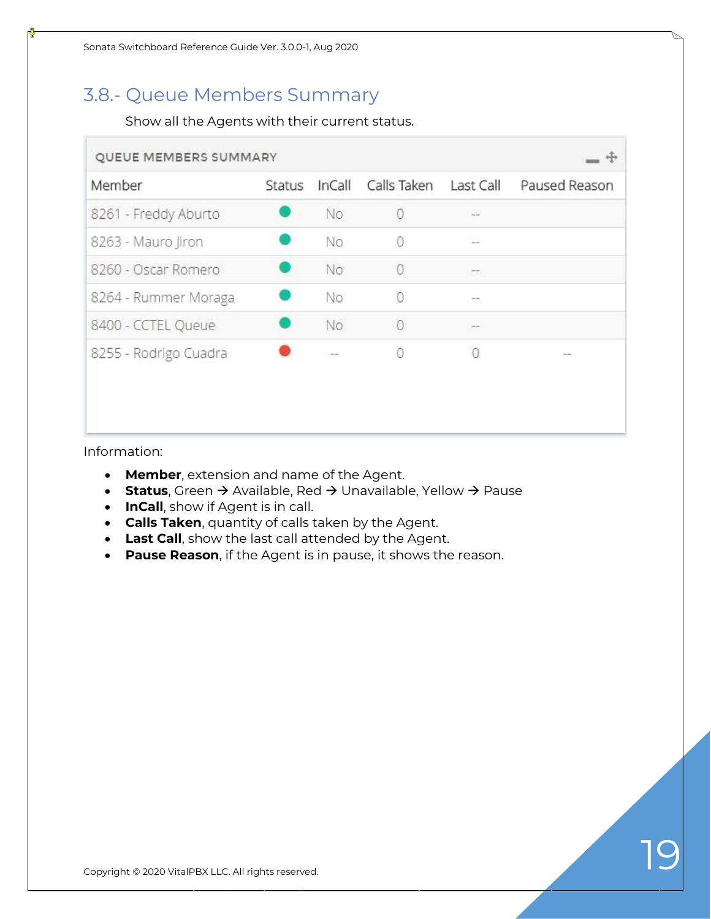## 3.8.- Queue Members Summary

Show all the Agents with their current status.

QUEUE MEMBERS SUMMARY

| Member | Status | InCall | Calls Taken | Last Call | Paused Reason |
|---|---|---|---|---|---|
| 8261 - Freddy Aburto | ● | No | 0 | -- | |
| 8263 - Mauro Jiron | ● | No | 0 | -- | |
| 8260 - Oscar Romero | ● | No | 0 | -- | |
| 8264 - Rummer Moraga | ● | No | 0 | -- | |
| 8400 - CCTEL Queue | ● | No | 0 | -- | |
| 8255 - Rodrigo Cuadra | ● | -- | 0 | 0 | -- |

Information:

- **Member**, extension and name of the Agent.
- **Status**, Green → Available, Red → Unavailable, Yellow → Pause
- **InCall**, show if Agent is in call.
- **Calls Taken**, quantity of calls taken by the Agent.
- **Last Call**, show the last call attended by the Agent.
- **Pause Reason**, if the Agent is in pause, it shows the reason.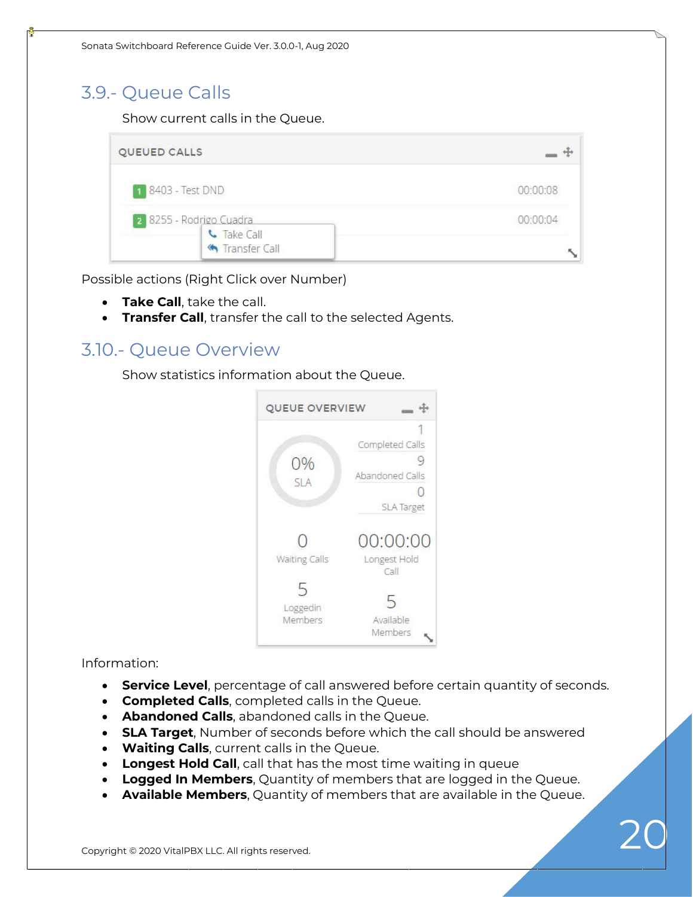## 3.9.- Queue Calls

Show current calls in the Queue.

Possible actions (Right Click over Number)

- **Take Call**, take the call.
- **Transfer Call**, transfer the call to the selected Agents.

## 3.10.- Queue Overview

Show statistics information about the Queue.

Information:

- **Service Level**, percentage of call answered before certain quantity of seconds.
- **Completed Calls**, completed calls in the Queue.
- **Abandoned Calls**, abandoned calls in the Queue.
- **SLA Target**, Number of seconds before which the call should be answered
- **Waiting Calls**, current calls in the Queue.
- **Longest Hold Call**, call that has the most time waiting in queue
- **Logged In Members**, Quantity of members that are logged in the Queue.
- **Available Members**, Quantity of members that are available in the Queue.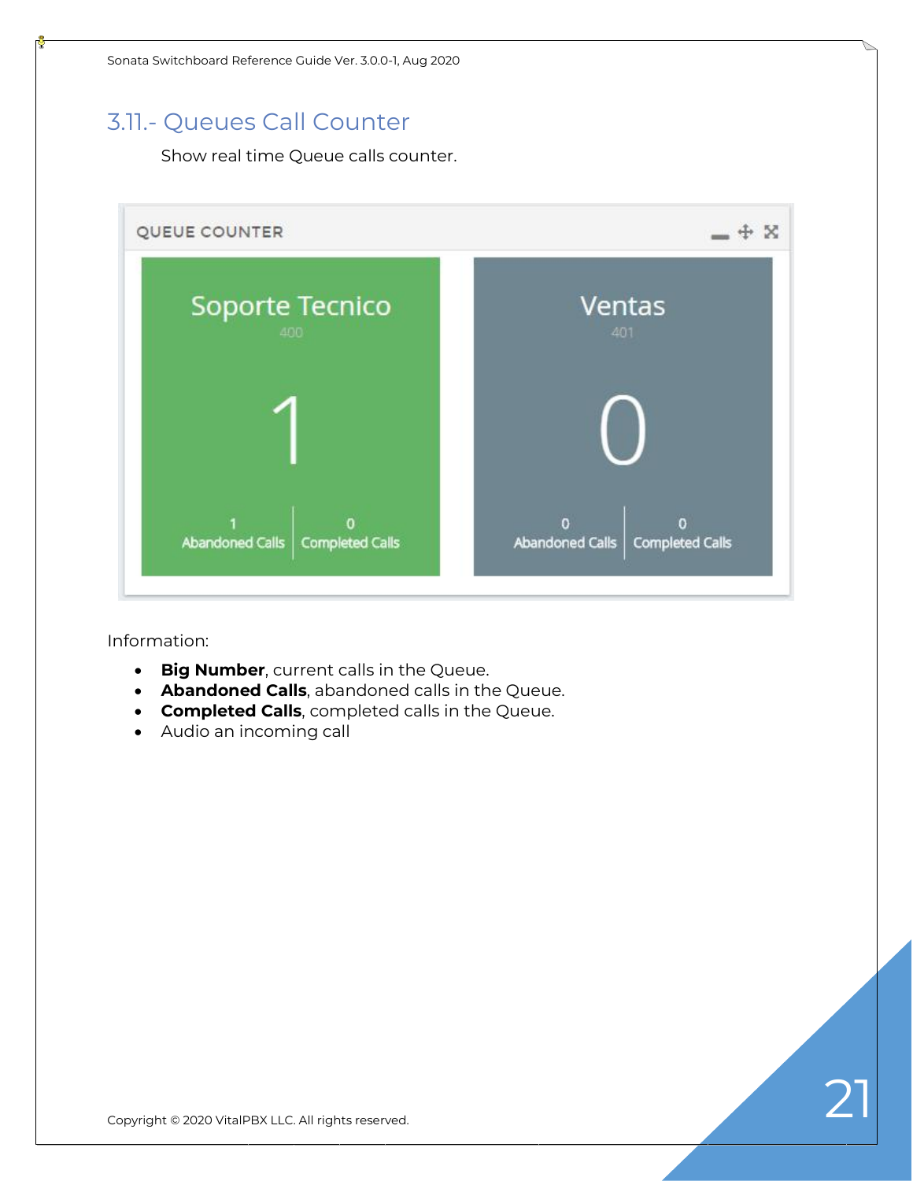## 3.11.- Queues Call Counter

Show real time Queue calls counter.

Information:

- **Big Number**, current calls in the Queue.
- **Abandoned Calls**, abandoned calls in the Queue.
- **Completed Calls**, completed calls in the Queue.
- Audio an incoming call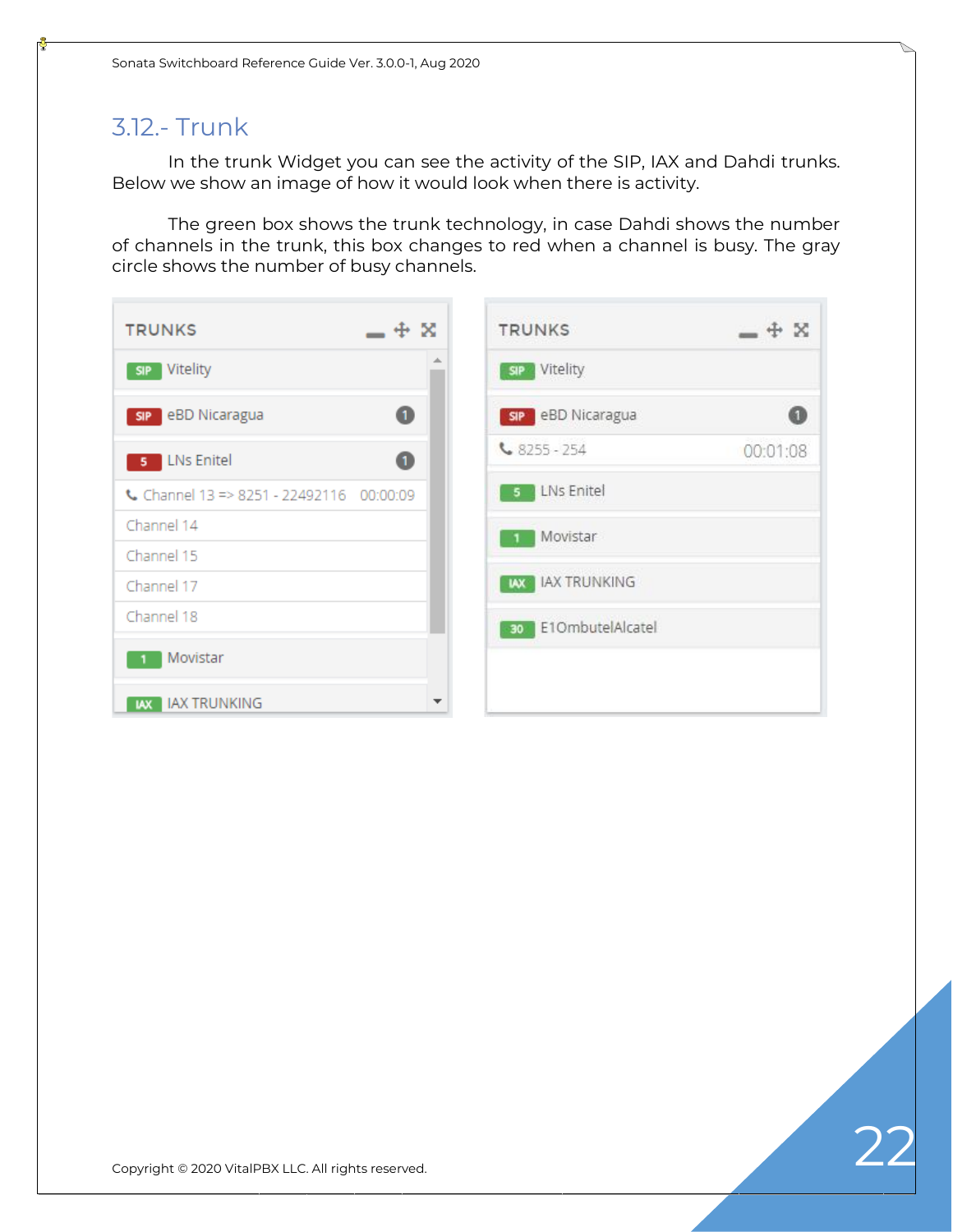## 3.12.- Trunk

In the trunk Widget you can see the activity of the SIP, IAX and Dahdi trunks. Below we show an image of how it would look when there is activity.

The green box shows the trunk technology, in case Dahdi shows the number of channels in the trunk, this box changes to red when a channel is busy. The gray circle shows the number of busy channels.

Copyright © 2020 VitalPBX LLC. All rights reserved.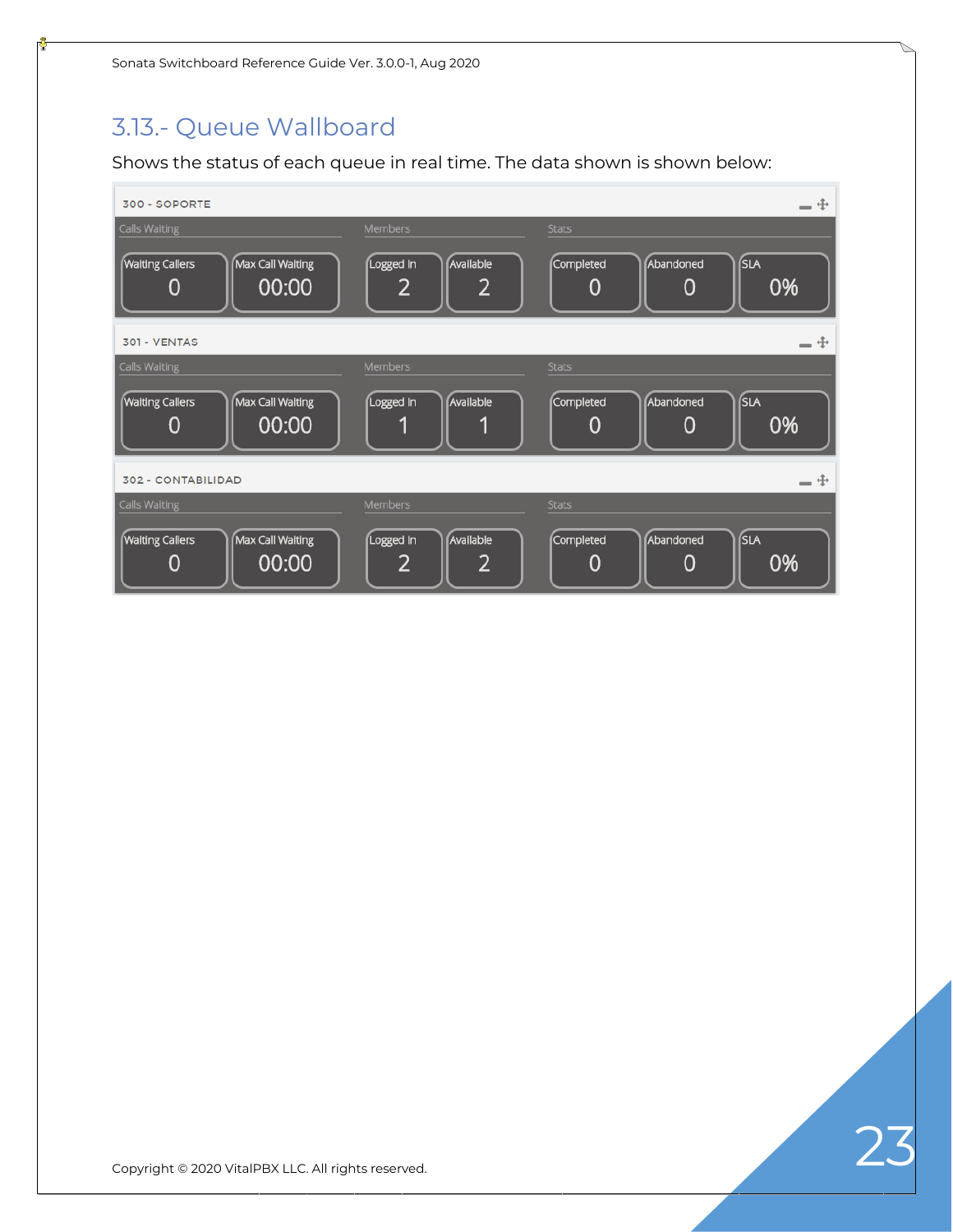## 3.13.- Queue Wallboard

Shows the status of each queue in real time. The data shown is shown below:

**300 - SOPORTE**

| Calls Waiting | | Members | | Stats | | |
|---|---|---|---|---|---|---|
| Waiting Callers | Max Call Waiting | Logged In | Available | Completed | Abandoned | SLA |
| 0 | 00:00 | 2 | 2 | 0 | 0 | 0% |

**301 - VENTAS**

| Calls Waiting | | Members | | Stats | | |
|---|---|---|---|---|---|---|
| Waiting Callers | Max Call Waiting | Logged In | Available | Completed | Abandoned | SLA |
| 0 | 00:00 | 1 | 1 | 0 | 0 | 0% |

**302 - CONTABILIDAD**

| Calls Waiting | | Members | | Stats | | |
|---|---|---|---|---|---|---|
| Waiting Callers | Max Call Waiting | Logged In | Available | Completed | Abandoned | SLA |
| 0 | 00:00 | 2 | 2 | 0 | 0 | 0% |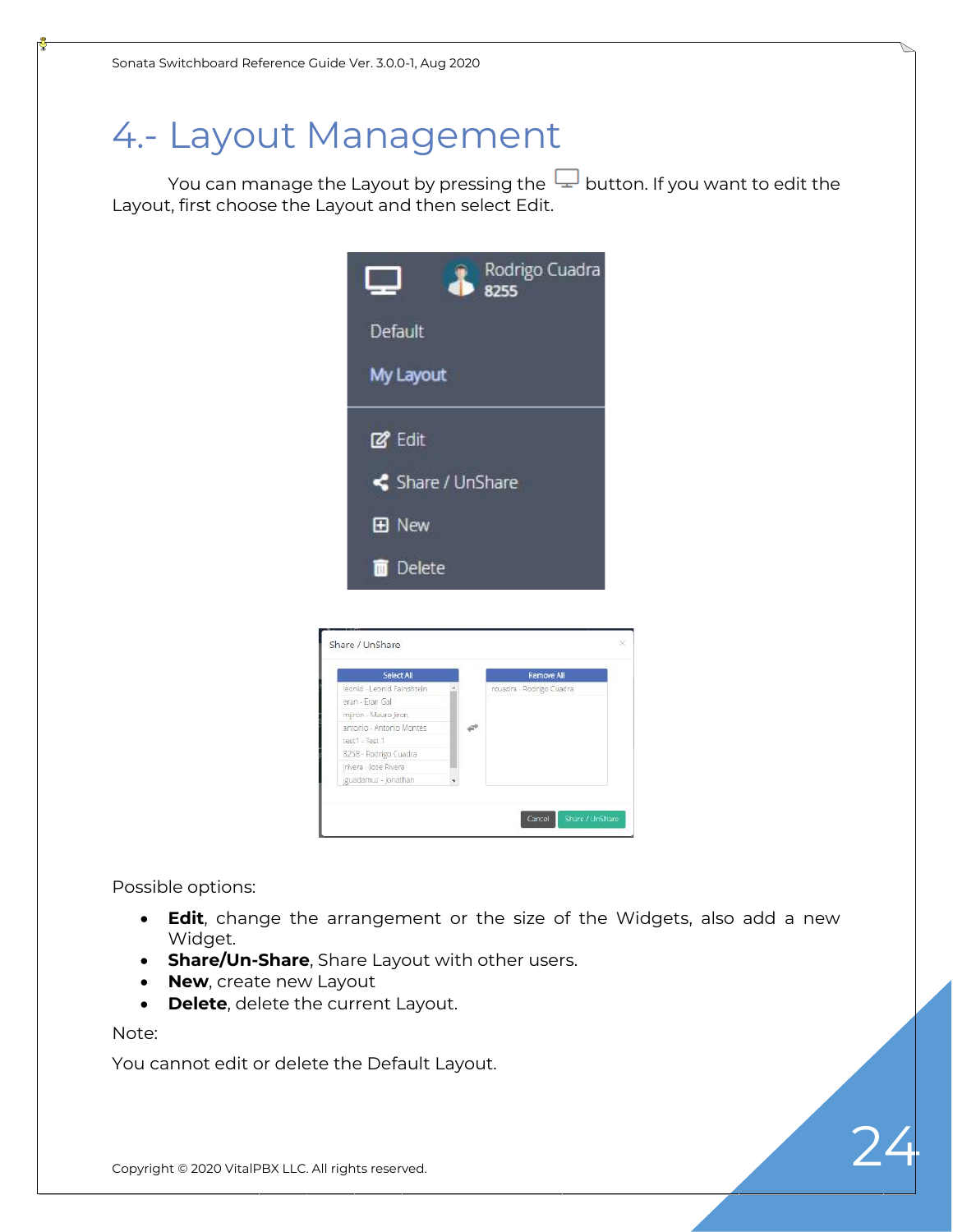# 4.- Layout Management

You can manage the Layout by pressing the button. If you want to edit the Layout, first choose the Layout and then select Edit.

Possible options:

- **Edit**, change the arrangement or the size of the Widgets, also add a new Widget.
- **Share/Un-Share**, Share Layout with other users.
- **New**, create new Layout
- **Delete**, delete the current Layout.

Note:

You cannot edit or delete the Default Layout.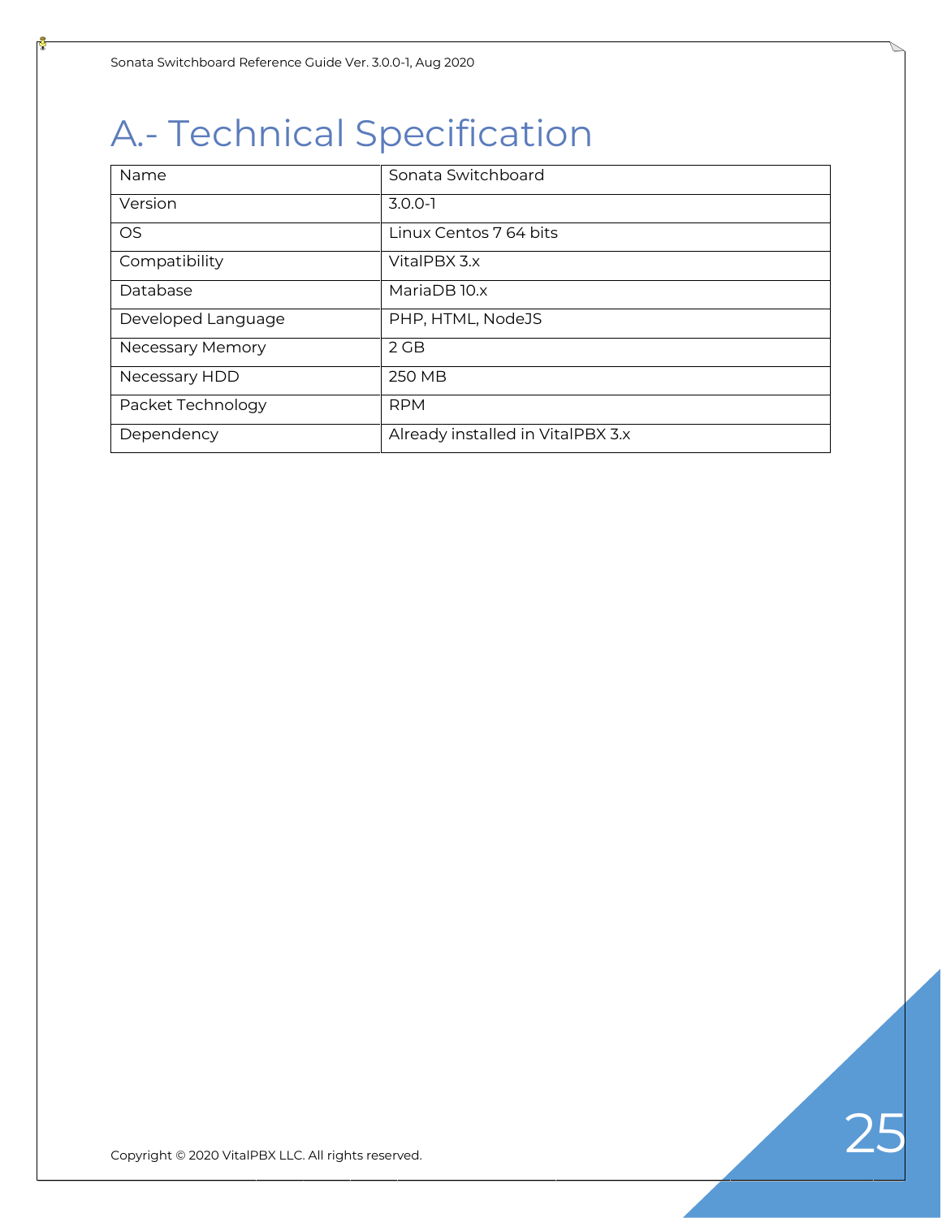# A.- Technical Specification

| | |
|---|---|
| Name | Sonata Switchboard |
| Version | 3.0.0-1 |
| OS | Linux Centos 7 64 bits |
| Compatibility | VitalPBX 3.x |
| Database | MariaDB 10.x |
| Developed Language | PHP, HTML, NodeJS |
| Necessary Memory | 2 GB |
| Necessary HDD | 250 MB |
| Packet Technology | RPM |
| Dependency | Already installed in VitalPBX 3.x |